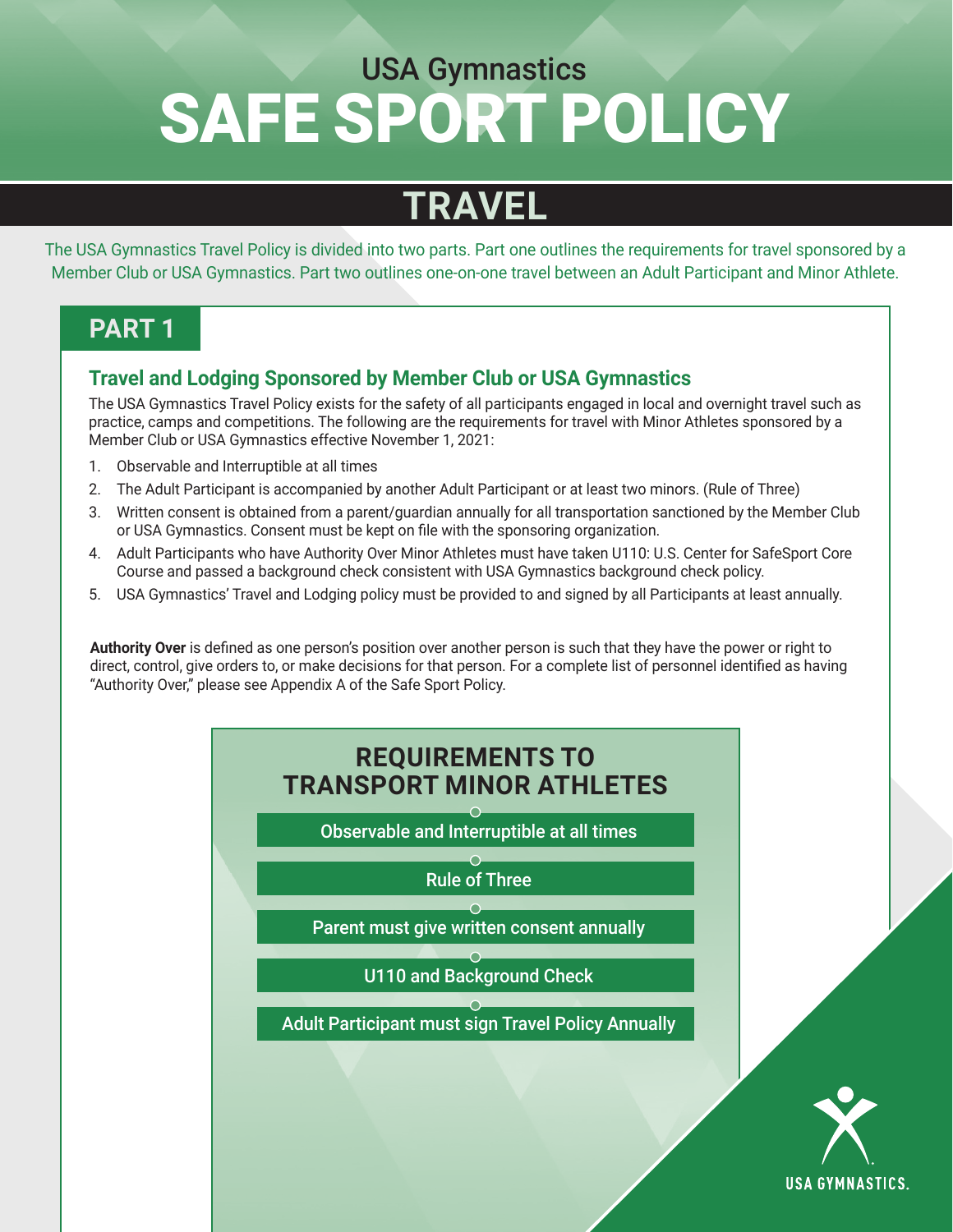# USA Gymnastics SAFE SPORT POLICY

## TRAVEL

The USA Gymnastics Travel Policy is divided into two parts. Part one outlines the requirements for travel sponsored by a Member Club or USA Gymnastics. Part two outlines one-on-one travel between an Adult Participant and Minor Athlete.

## PART 1

### Travel and Lodging Sponsored by Member Club or USA Gymnastics

The USA Gymnastics Travel Policy exists for the safety of all participants engaged in local and overnight travel such as practice, camps and competitions. The following are the requirements for travel with Minor Athletes sponsored by a Member Club or USA Gymnastics effective November 1, 2021:

1. Observable and Interruptible at all times
2. The Adult Participant is accompanied by another Adult Participant or at least two minors. (Rule of Three)
3. Written consent is obtained from a parent/guardian annually for all transportation sanctioned by the Member Club or USA Gymnastics. Consent must be kept on file with the sponsoring organization.
4. Adult Participants who have Authority Over Minor Athletes must have taken U110: U.S. Center for SafeSport Core Course and passed a background check consistent with USA Gymnastics background check policy.
5. USA Gymnastics' Travel and Lodging policy must be provided to and signed by all Participants at least annually.

**Authority Over** is defined as one person's position over another person is such that they have the power or right to direct, control, give orders to, or make decisions for that person. For a complete list of personnel identified as having "Authority Over," please see Appendix A of the Safe Sport Policy.

### REQUIREMENTS TO TRANSPORT MINOR ATHLETES

- Observable and Interruptible at all times
- Rule of Three
- Parent must give written consent annually
- U110 and Background Check
- Adult Participant must sign Travel Policy Annually

USA GYMNASTICS.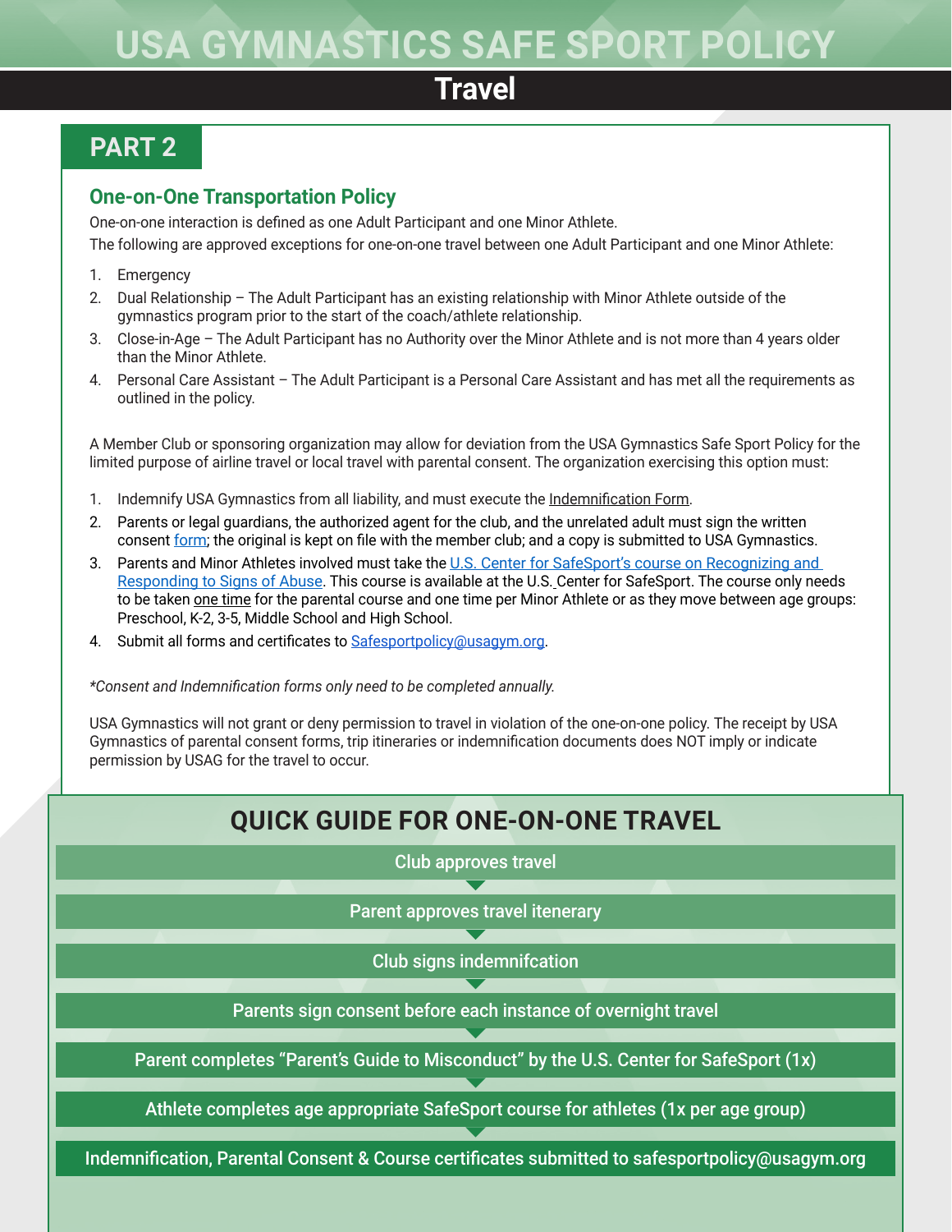# USA GYMNASTICS SAFE SPORT POLICY

## Travel

## PART 2

### One-on-One Transportation Policy

One-on-one interaction is defined as one Adult Participant and one Minor Athlete.

The following are approved exceptions for one-on-one travel between one Adult Participant and one Minor Athlete:

1. Emergency
2. Dual Relationship – The Adult Participant has an existing relationship with Minor Athlete outside of the gymnastics program prior to the start of the coach/athlete relationship.
3. Close-in-Age – The Adult Participant has no Authority over the Minor Athlete and is not more than 4 years older than the Minor Athlete.
4. Personal Care Assistant – The Adult Participant is a Personal Care Assistant and has met all the requirements as outlined in the policy.

A Member Club or sponsoring organization may allow for deviation from the USA Gymnastics Safe Sport Policy for the limited purpose of airline travel or local travel with parental consent. The organization exercising this option must:

1. Indemnify USA Gymnastics from all liability, and must execute the Indemnification Form.
2. Parents or legal guardians, the authorized agent for the club, and the unrelated adult must sign the written consent form; the original is kept on file with the member club; and a copy is submitted to USA Gymnastics.
3. Parents and Minor Athletes involved must take the U.S. Center for SafeSport's course on Recognizing and Responding to Signs of Abuse. This course is available at the U.S. Center for SafeSport. The course only needs to be taken one time for the parental course and one time per Minor Athlete or as they move between age groups: Preschool, K-2, 3-5, Middle School and High School.
4. Submit all forms and certificates to Safesportpolicy@usagym.org.

*\*Consent and Indemnification forms only need to be completed annually.*

USA Gymnastics will not grant or deny permission to travel in violation of the one-on-one policy. The receipt by USA Gymnastics of parental consent forms, trip itineraries or indemnification documents does NOT imply or indicate permission by USAG for the travel to occur.

### QUICK GUIDE FOR ONE-ON-ONE TRAVEL

- Club approves travel
- Parent approves travel itenerary
- Club signs indemnifcation
- Parents sign consent before each instance of overnight travel
- Parent completes "Parent's Guide to Misconduct" by the U.S. Center for SafeSport (1x)
- Athlete completes age appropriate SafeSport course for athletes (1x per age group)
- Indemnification, Parental Consent & Course certificates submitted to safesportpolicy@usagym.org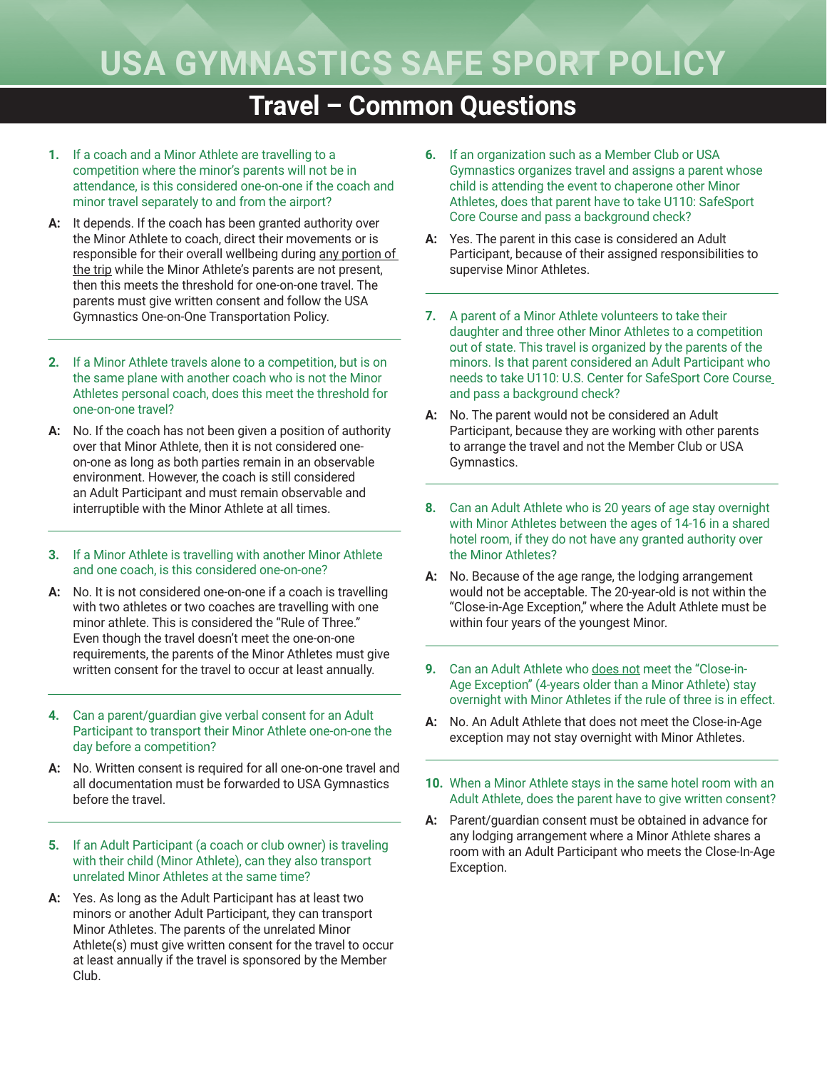# USA GYMNASTICS SAFE SPORT POLICY

## Travel – Common Questions

**1. If a coach and a Minor Athlete are travelling to a competition where the minor's parents will not be in attendance, is this considered one-on-one if the coach and minor travel separately to and from the airport?**

**A:** It depends. If the coach has been granted authority over the Minor Athlete to coach, direct their movements or is responsible for their overall wellbeing during any portion of the trip while the Minor Athlete's parents are not present, then this meets the threshold for one-on-one travel. The parents must give written consent and follow the USA Gymnastics One-on-One Transportation Policy.

---

**2. If a Minor Athlete travels alone to a competition, but is on the same plane with another coach who is not the Minor Athletes personal coach, does this meet the threshold for one-on-one travel?**

**A:** No. If the coach has not been given a position of authority over that Minor Athlete, then it is not considered one-on-one as long as both parties remain in an observable environment. However, the coach is still considered an Adult Participant and must remain observable and interruptible with the Minor Athlete at all times.

---

**3. If a Minor Athlete is travelling with another Minor Athlete and one coach, is this considered one-on-one?**

**A:** No. It is not considered one-on-one if a coach is travelling with two athletes or two coaches are travelling with one minor athlete. This is considered the "Rule of Three." Even though the travel doesn't meet the one-on-one requirements, the parents of the Minor Athletes must give written consent for the travel to occur at least annually.

---

**4. Can a parent/guardian give verbal consent for an Adult Participant to transport their Minor Athlete one-on-one the day before a competition?**

**A:** No. Written consent is required for all one-on-one travel and all documentation must be forwarded to USA Gymnastics before the travel.

---

**5. If an Adult Participant (a coach or club owner) is traveling with their child (Minor Athlete), can they also transport unrelated Minor Athletes at the same time?**

**A:** Yes. As long as the Adult Participant has at least two minors or another Adult Participant, they can transport Minor Athletes. The parents of the unrelated Minor Athlete(s) must give written consent for the travel to occur at least annually if the travel is sponsored by the Member Club.

---

**6. If an organization such as a Member Club or USA Gymnastics organizes travel and assigns a parent whose child is attending the event to chaperone other Minor Athletes, does that parent have to take U110: SafeSport Core Course and pass a background check?**

**A:** Yes. The parent in this case is considered an Adult Participant, because of their assigned responsibilities to supervise Minor Athletes.

---

**7. A parent of a Minor Athlete volunteers to take their daughter and three other Minor Athletes to a competition out of state. This travel is organized by the parents of the minors. Is that parent considered an Adult Participant who needs to take U110: U.S. Center for SafeSport Core Course and pass a background check?**

**A:** No. The parent would not be considered an Adult Participant, because they are working with other parents to arrange the travel and not the Member Club or USA Gymnastics.

---

**8. Can an Adult Athlete who is 20 years of age stay overnight with Minor Athletes between the ages of 14-16 in a shared hotel room, if they do not have any granted authority over the Minor Athletes?**

**A:** No. Because of the age range, the lodging arrangement would not be acceptable. The 20-year-old is not within the "Close-in-Age Exception," where the Adult Athlete must be within four years of the youngest Minor.

---

**9. Can an Adult Athlete who does not meet the "Close-in-Age Exception" (4-years older than a Minor Athlete) stay overnight with Minor Athletes if the rule of three is in effect.**

**A:** No. An Adult Athlete that does not meet the Close-in-Age exception may not stay overnight with Minor Athletes.

---

**10. When a Minor Athlete stays in the same hotel room with an Adult Athlete, does the parent have to give written consent?**

**A:** Parent/guardian consent must be obtained in advance for any lodging arrangement where a Minor Athlete shares a room with an Adult Participant who meets the Close-In-Age Exception.